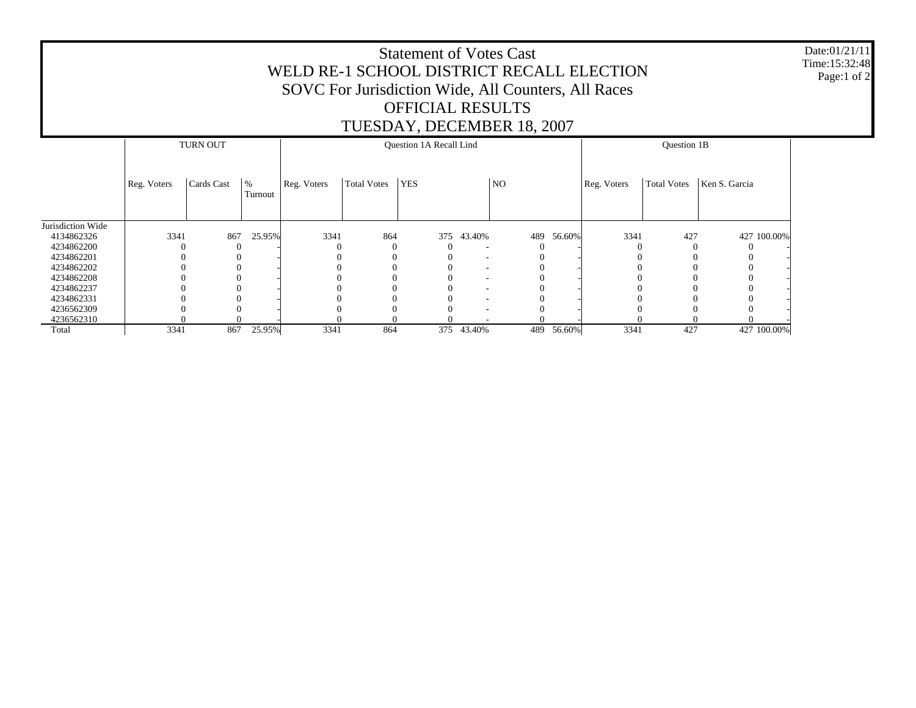# Statement of Votes Cast
# WELD RE-1 SCHOOL DISTRICT RECALL ELECTION
## SOVC For Jurisdiction Wide, All Counters, All Races
## OFFICIAL RESULTS
## TUESDAY, DECEMBER 18, 2007

Date:01/21/11
Time:15:32:48

| | TURN OUT | | | Question 1A Recall Lind | | | | | | Question 1B | | | |
|---|---|---|---|---|---|---|---|---|---|---|---|---|---|
| | Reg. Voters | Cards Cast | % Turnout | Reg. Voters | Total Votes | YES | | NO | | Reg. Voters | Total Votes | Ken S. Garcia | |
| Jurisdiction Wide | | | | | | | | | | | | | |
| 4134862326 | 3341 | 867 | 25.95% | 3341 | 864 | 375 | 43.40% | 489 | 56.60% | 3341 | 427 | 427 | 100.00% |
| 4234862200 | 0 | 0 | - | 0 | 0 | 0 | - | 0 | - | 0 | 0 | 0 | - |
| 4234862201 | 0 | 0 | - | 0 | 0 | 0 | - | 0 | - | 0 | 0 | 0 | - |
| 4234862202 | 0 | 0 | - | 0 | 0 | 0 | - | 0 | - | 0 | 0 | 0 | - |
| 4234862208 | 0 | 0 | - | 0 | 0 | 0 | - | 0 | - | 0 | 0 | 0 | - |
| 4234862237 | 0 | 0 | - | 0 | 0 | 0 | - | 0 | - | 0 | 0 | 0 | - |
| 4234862331 | 0 | 0 | - | 0 | 0 | 0 | - | 0 | - | 0 | 0 | 0 | - |
| 4236562309 | 0 | 0 | - | 0 | 0 | 0 | - | 0 | - | 0 | 0 | 0 | - |
| 4236562310 | 0 | 0 | - | 0 | 0 | 0 | - | 0 | - | 0 | 0 | 0 | - |
| Total | 3341 | 867 | 25.95% | 3341 | 864 | 375 | 43.40% | 489 | 56.60% | 3341 | 427 | 427 | 100.00% |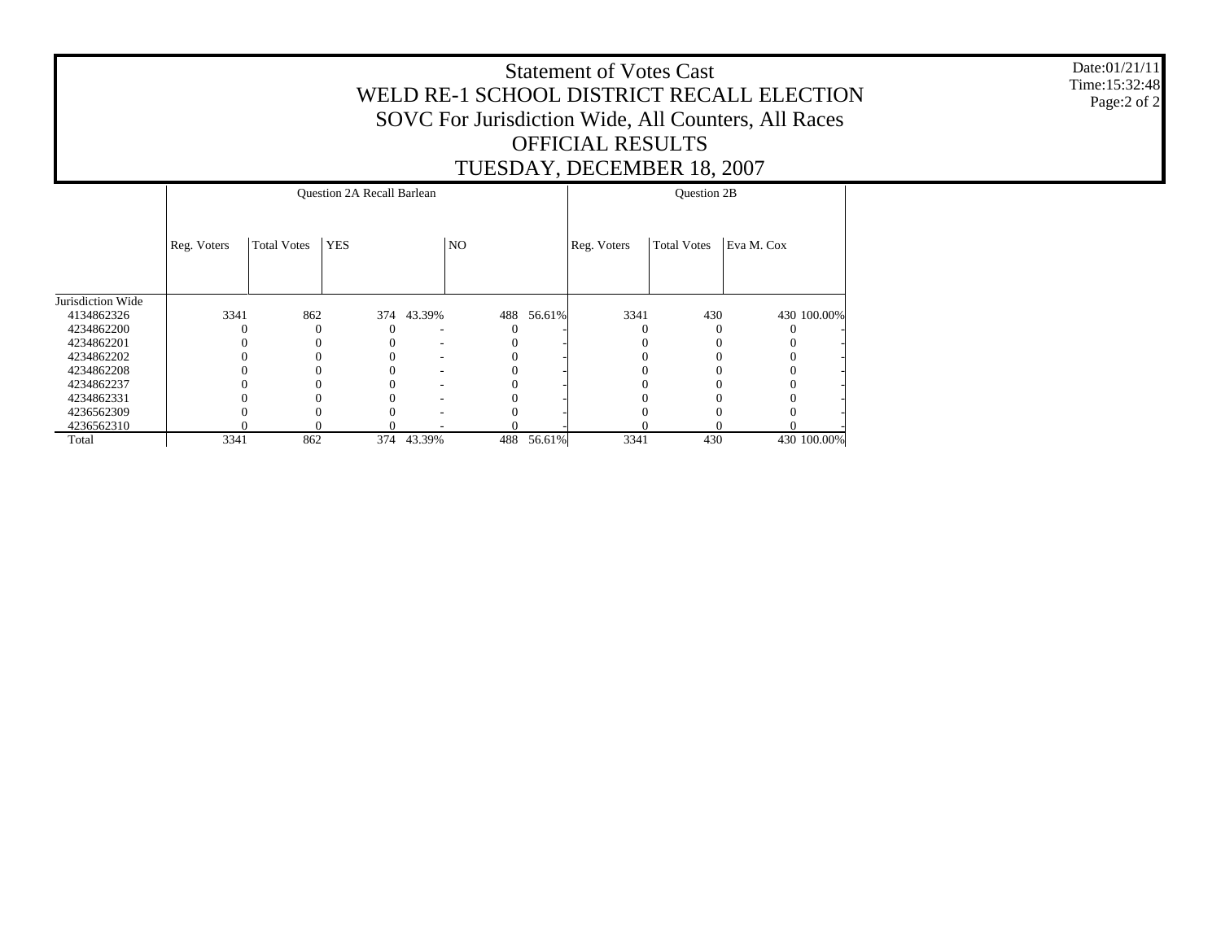# Statement of Votes Cast
## WELD RE-1 SCHOOL DISTRICT RECALL ELECTION
## SOVC For Jurisdiction Wide, All Counters, All Races
## OFFICIAL RESULTS
## TUESDAY, DECEMBER 18, 2007

Date:01/21/11
Time:15:32:48

| | Question 2A Recall Barlean | | | | | | Question 2B | | | |
|---|---|---|---|---|---|---|---|---|---|---|
| | Reg. Voters | Total Votes | YES | | NO | | Reg. Voters | Total Votes | Eva M. Cox | |
| Jurisdiction Wide | | | | | | | | | | |
| 4134862326 | 3341 | 862 | 374 | 43.39% | 488 | 56.61% | 3341 | 430 | 430 | 100.00% |
| 4234862200 | 0 | 0 | 0 | - | 0 | - | 0 | 0 | 0 | - |
| 4234862201 | 0 | 0 | 0 | - | 0 | - | 0 | 0 | 0 | - |
| 4234862202 | 0 | 0 | 0 | - | 0 | - | 0 | 0 | 0 | - |
| 4234862208 | 0 | 0 | 0 | - | 0 | - | 0 | 0 | 0 | - |
| 4234862237 | 0 | 0 | 0 | - | 0 | - | 0 | 0 | 0 | - |
| 4234862331 | 0 | 0 | 0 | - | 0 | - | 0 | 0 | 0 | - |
| 4236562309 | 0 | 0 | 0 | - | 0 | - | 0 | 0 | 0 | - |
| 4236562310 | 0 | 0 | 0 | - | 0 | - | 0 | 0 | 0 | - |
| Total | 3341 | 862 | 374 | 43.39% | 488 | 56.61% | 3341 | 430 | 430 | 100.00% |